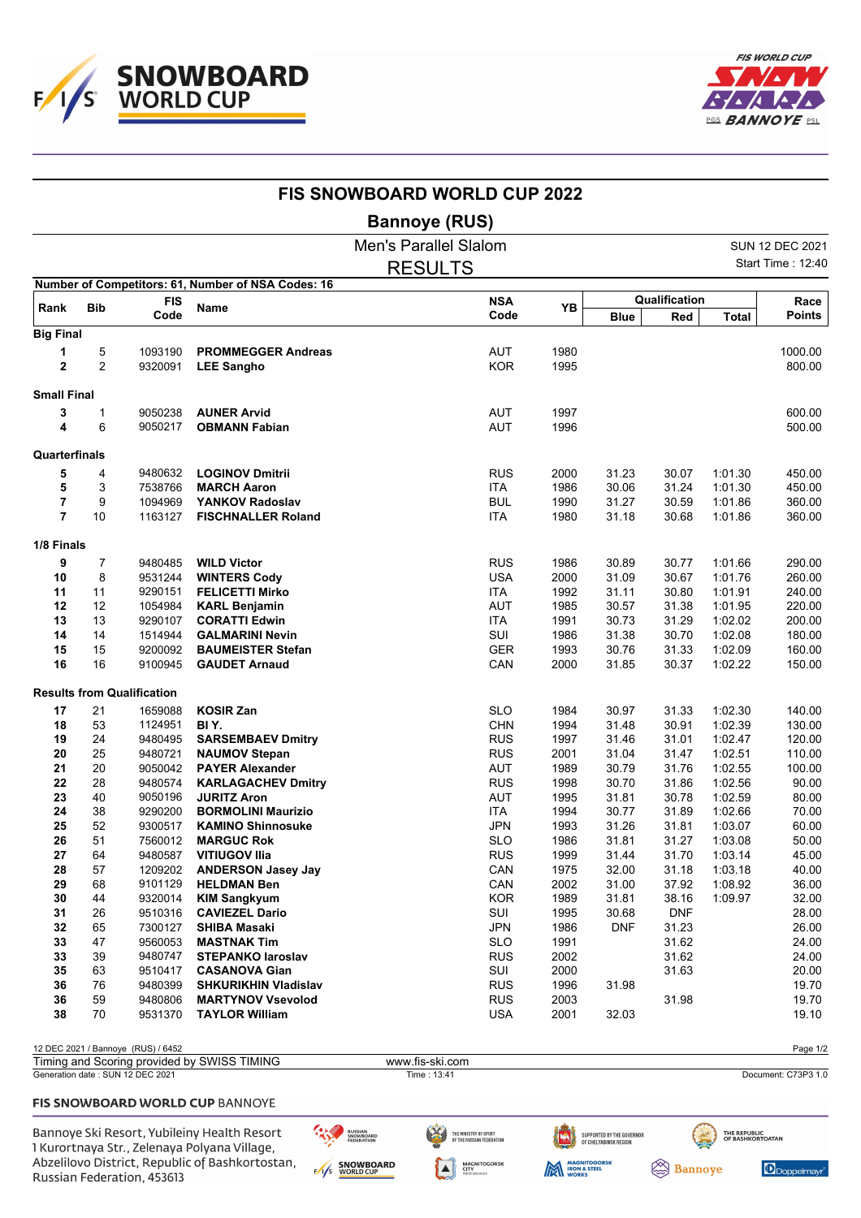# FIS SNOWBOARD WORLD CUP 2022

## Bannoye (RUS)

Men's Parallel Slalom

RESULTS

SUN 12 DEC 2021

Start Time : 12:40

Number of Competitors: 61, Number of NSA Codes: 16

| Rank | Bib | FIS Code | Name | NSA Code | YB | Qualification | | | Race Points |
|---|---|---|---|---|---|---|---|---|---|
| | | | | | | Blue | Red | Total | |
| **Big Final** | | | | | | | | | |
| **1** | 5 | 1093190 | **PROMMEGGER Andreas** | AUT | 1980 | | | | 1000.00 |
| **2** | 2 | 9320091 | **LEE Sangho** | KOR | 1995 | | | | 800.00 |
| **Small Final** | | | | | | | | | |
| **3** | 1 | 9050238 | **AUNER Arvid** | AUT | 1997 | | | | 600.00 |
| **4** | 6 | 9050217 | **OBMANN Fabian** | AUT | 1996 | | | | 500.00 |
| **Quarterfinals** | | | | | | | | | |
| **5** | 4 | 9480632 | **LOGINOV Dmitrii** | RUS | 2000 | 31.23 | 30.07 | 1:01.30 | 450.00 |
| **5** | 3 | 7538766 | **MARCH Aaron** | ITA | 1986 | 30.06 | 31.24 | 1:01.30 | 450.00 |
| **7** | 9 | 1094969 | **YANKOV Radoslav** | BUL | 1990 | 31.27 | 30.59 | 1:01.86 | 360.00 |
| **7** | 10 | 1163127 | **FISCHNALLER Roland** | ITA | 1980 | 31.18 | 30.68 | 1:01.86 | 360.00 |
| **1/8 Finals** | | | | | | | | | |
| **9** | 7 | 9480485 | **WILD Victor** | RUS | 1986 | 30.89 | 30.77 | 1:01.66 | 290.00 |
| **10** | 8 | 9531244 | **WINTERS Cody** | USA | 2000 | 31.09 | 30.67 | 1:01.76 | 260.00 |
| **11** | 11 | 9290151 | **FELICETTI Mirko** | ITA | 1992 | 31.11 | 30.80 | 1:01.91 | 240.00 |
| **12** | 12 | 1054984 | **KARL Benjamin** | AUT | 1985 | 30.57 | 31.38 | 1:01.95 | 220.00 |
| **13** | 13 | 9290107 | **CORATTI Edwin** | ITA | 1991 | 30.73 | 31.29 | 1:02.02 | 200.00 |
| **14** | 14 | 1514944 | **GALMARINI Nevin** | SUI | 1986 | 31.38 | 30.70 | 1:02.08 | 180.00 |
| **15** | 15 | 9200092 | **BAUMEISTER Stefan** | GER | 1993 | 30.76 | 31.33 | 1:02.09 | 160.00 |
| **16** | 16 | 9100945 | **GAUDET Arnaud** | CAN | 2000 | 31.85 | 30.37 | 1:02.22 | 150.00 |
| **Results from Qualification** | | | | | | | | | |
| **17** | 21 | 1659088 | **KOSIR Zan** | SLO | 1984 | 30.97 | 31.33 | 1:02.30 | 140.00 |
| **18** | 53 | 1124951 | **BI Y.** | CHN | 1994 | 31.48 | 30.91 | 1:02.39 | 130.00 |
| **19** | 24 | 9480495 | **SARSEMBAEV Dmitry** | RUS | 1997 | 31.46 | 31.01 | 1:02.47 | 120.00 |
| **20** | 25 | 9480721 | **NAUMOV Stepan** | RUS | 2001 | 31.04 | 31.47 | 1:02.51 | 110.00 |
| **21** | 20 | 9050042 | **PAYER Alexander** | AUT | 1989 | 30.79 | 31.76 | 1:02.55 | 100.00 |
| **22** | 28 | 9480574 | **KARLAGACHEV Dmitry** | RUS | 1998 | 30.70 | 31.86 | 1:02.56 | 90.00 |
| **23** | 40 | 9050196 | **JURITZ Aron** | AUT | 1995 | 31.81 | 30.78 | 1:02.59 | 80.00 |
| **24** | 38 | 9290200 | **BORMOLINI Maurizio** | ITA | 1994 | 30.77 | 31.89 | 1:02.66 | 70.00 |
| **25** | 52 | 9300517 | **KAMINO Shinnosuke** | JPN | 1993 | 31.26 | 31.81 | 1:03.07 | 60.00 |
| **26** | 51 | 7560012 | **MARGUC Rok** | SLO | 1986 | 31.81 | 31.27 | 1:03.08 | 50.00 |
| **27** | 64 | 9480587 | **VITIUGOV Ilia** | RUS | 1999 | 31.44 | 31.70 | 1:03.14 | 45.00 |
| **28** | 57 | 1209202 | **ANDERSON Jasey Jay** | CAN | 1975 | 32.00 | 31.18 | 1:03.18 | 40.00 |
| **29** | 68 | 9101129 | **HELDMAN Ben** | CAN | 2002 | 31.00 | 37.92 | 1:08.92 | 36.00 |
| **30** | 44 | 9320014 | **KIM Sangkyum** | KOR | 1989 | 31.81 | 38.16 | 1:09.97 | 32.00 |
| **31** | 26 | 9510316 | **CAVIEZEL Dario** | SUI | 1995 | 30.68 | DNF | | 28.00 |
| **32** | 65 | 7300127 | **SHIBA Masaki** | JPN | 1986 | DNF | 31.23 | | 26.00 |
| **33** | 47 | 9560053 | **MASTNAK Tim** | SLO | 1991 | | 31.62 | | 24.00 |
| **33** | 39 | 9480747 | **STEPANKO Iaroslav** | RUS | 2002 | | 31.62 | | 24.00 |
| **35** | 63 | 9510417 | **CASANOVA Gian** | SUI | 2000 | | 31.63 | | 20.00 |
| **36** | 76 | 9480399 | **SHKURIKHIN Vladislav** | RUS | 1996 | 31.98 | | | 19.70 |
| **36** | 59 | 9480806 | **MARTYNOV Vsevolod** | RUS | 2003 | | 31.98 | | 19.70 |
| **38** | 70 | 9531370 | **TAYLOR William** | USA | 2001 | 32.03 | | | 19.10 |

12 DEC 2021 / Bannoye (RUS) / 6452

Timing and Scoring provided by SWISS TIMING — www.fis-ski.com

Generation date : SUN 12 DEC 2021 — Time : 13:41 — Document: C73P3 1.0

**FIS SNOWBOARD WORLD CUP** BANNOYE

Bannoye Ski Resort, Yubileiny Health Resort
1 Kurortnaya Str., Zelenaya Polyana Village,
Abzelilovo District, Republic of Bashkortostan,
Russian Federation, 453613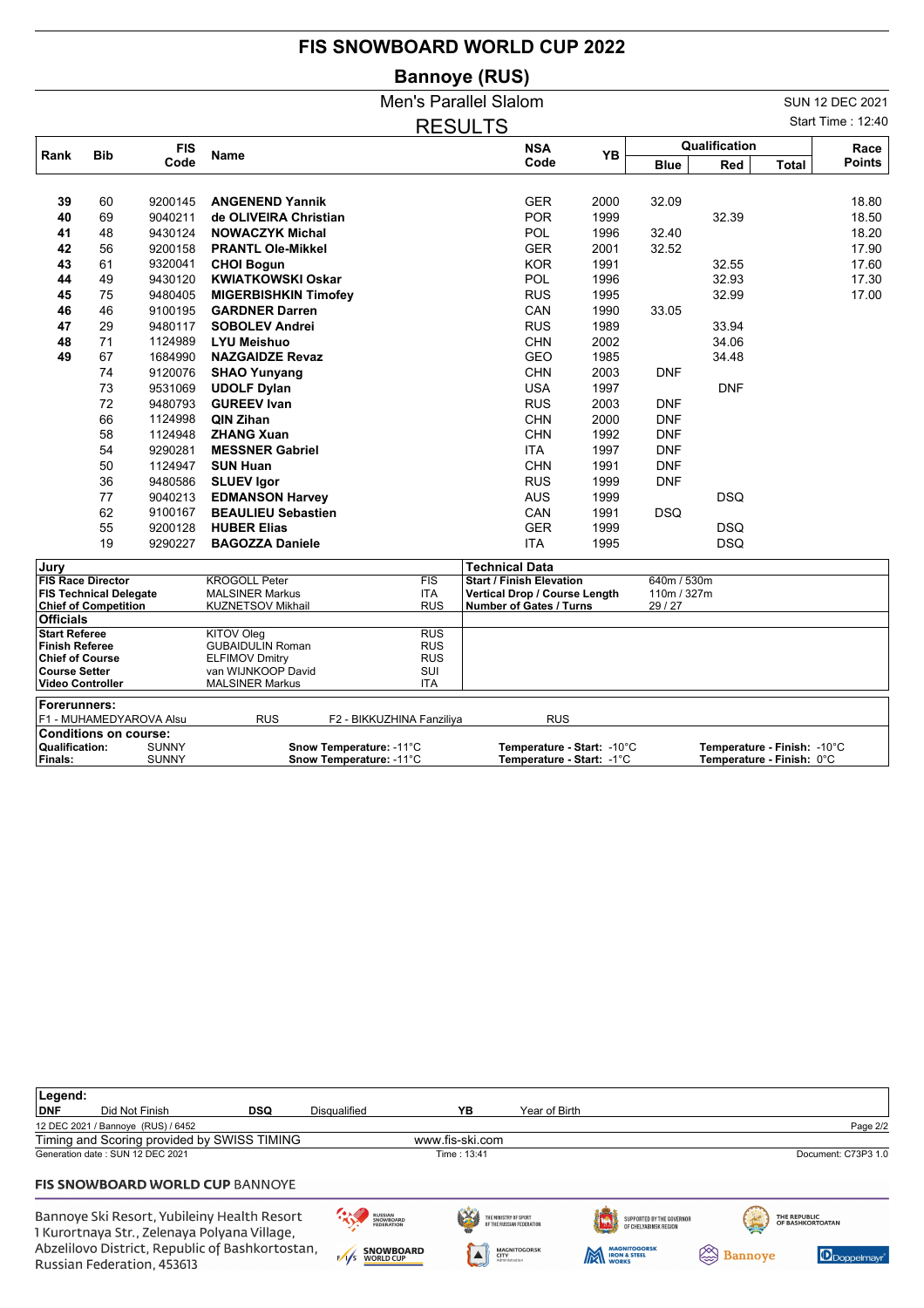# FIS SNOWBOARD WORLD CUP 2022

## Bannoye (RUS)

### Men's Parallel Slalom

### RESULTS

SUN 12 DEC 2021

Start Time : 12:40

| Rank | Bib | FIS Code | Name | NSA Code | YB | Qualification Blue | Qualification Red | Qualification Total | Race Points |
|---|---|---|---|---|---|---|---|---|---|
| **39** | 60 | 9200145 | **ANGENEND Yannik** | GER | 2000 | 32.09 | | | 18.80 |
| **40** | 69 | 9040211 | **de OLIVEIRA Christian** | POR | 1999 | | 32.39 | | 18.50 |
| **41** | 48 | 9430124 | **NOWACZYK Michal** | POL | 1996 | 32.40 | | | 18.20 |
| **42** | 56 | 9200158 | **PRANTL Ole-Mikkel** | GER | 2001 | 32.52 | | | 17.90 |
| **43** | 61 | 9320041 | **CHOI Bogun** | KOR | 1991 | | 32.55 | | 17.60 |
| **44** | 49 | 9430120 | **KWIATKOWSKI Oskar** | POL | 1996 | | 32.93 | | 17.30 |
| **45** | 75 | 9480405 | **MIGERBISHKIN Timofey** | RUS | 1995 | | 32.99 | | 17.00 |
| **46** | 46 | 9100195 | **GARDNER Darren** | CAN | 1990 | 33.05 | | | |
| **47** | 29 | 9480117 | **SOBOLEV Andrei** | RUS | 1989 | | 33.94 | | |
| **48** | 71 | 1124989 | **LYU Meishuo** | CHN | 2002 | | 34.06 | | |
| **49** | 67 | 1684990 | **NAZGAIDZE Revaz** | GEO | 1985 | | 34.48 | | |
| | 74 | 9120076 | **SHAO Yunyang** | CHN | 2003 | DNF | | | |
| | 73 | 9531069 | **UDOLF Dylan** | USA | 1997 | | DNF | | |
| | 72 | 9480793 | **GUREEV Ivan** | RUS | 2003 | DNF | | | |
| | 66 | 1124998 | **QIN Zihan** | CHN | 2000 | DNF | | | |
| | 58 | 1124948 | **ZHANG Xuan** | CHN | 1992 | DNF | | | |
| | 54 | 9290281 | **MESSNER Gabriel** | ITA | 1997 | DNF | | | |
| | 50 | 1124947 | **SUN Huan** | CHN | 1991 | DNF | | | |
| | 36 | 9480586 | **SLUEV Igor** | RUS | 1999 | DNF | | | |
| | 77 | 9040213 | **EDMANSON Harvey** | AUS | 1999 | | DSQ | | |
| | 62 | 9100167 | **BEAULIEU Sebastien** | CAN | 1991 | DSQ | | | |
| | 55 | 9200128 | **HUBER Elias** | GER | 1999 | | DSQ | | |
| | 19 | 9290227 | **BAGOZZA Daniele** | ITA | 1995 | | DSQ | | |

| Jury | | |
|---|---|---|
| **FIS Race Director** | KROGOLL Peter | FIS |
| **FIS Technical Delegate** | MALSINER Markus | ITA |
| **Chief of Competition** | KUZNETSOV Mikhail | RUS |
| **Officials** | | |
| **Start Referee** | KITOV Oleg | RUS |
| **Finish Referee** | GUBAIDULIN Roman | RUS |
| **Chief of Course** | ELFIMOV Dmitry | RUS |
| **Course Setter** | van WIJNKOOP David | SUI |
| **Video Controller** | MALSINER Markus | ITA |

| Technical Data | |
|---|---|
| **Start / Finish Elevation** | 640m / 530m |
| **Vertical Drop / Course Length** | 110m / 327m |
| **Number of Gates / Turns** | 29 / 27 |

**Forerunners:**

F1 - MUHAMEDYAROVA Alsu RUS F2 - BIKKUZHINA Fanziliya RUS

**Conditions on course:**

| | | | | |
|---|---|---|---|---|
| **Qualification:** | SUNNY | **Snow Temperature:** -11°C | **Temperature - Start:** -10°C | **Temperature - Finish:** -10°C |
| **Finals:** | SUNNY | **Snow Temperature:** -11°C | **Temperature - Start:** -1°C | **Temperature - Finish:** 0°C |

**Legend:**

**DNF** Did Not Finish **DSQ** Disqualified **YB** Year of Birth

12 DEC 2021 / Bannoye (RUS) / 6452

Timing and Scoring provided by SWISS TIMING www.fis-ski.com

Generation date : SUN 12 DEC 2021 Time : 13:41 Document: C73P3 1.0

**FIS SNOWBOARD WORLD CUP** BANNOYE

Bannoye Ski Resort, Yubileiny Health Resort
1 Kurortnaya Str., Zelenaya Polyana Village,
Abzelilovo District, Republic of Bashkortostan,
Russian Federation, 453613